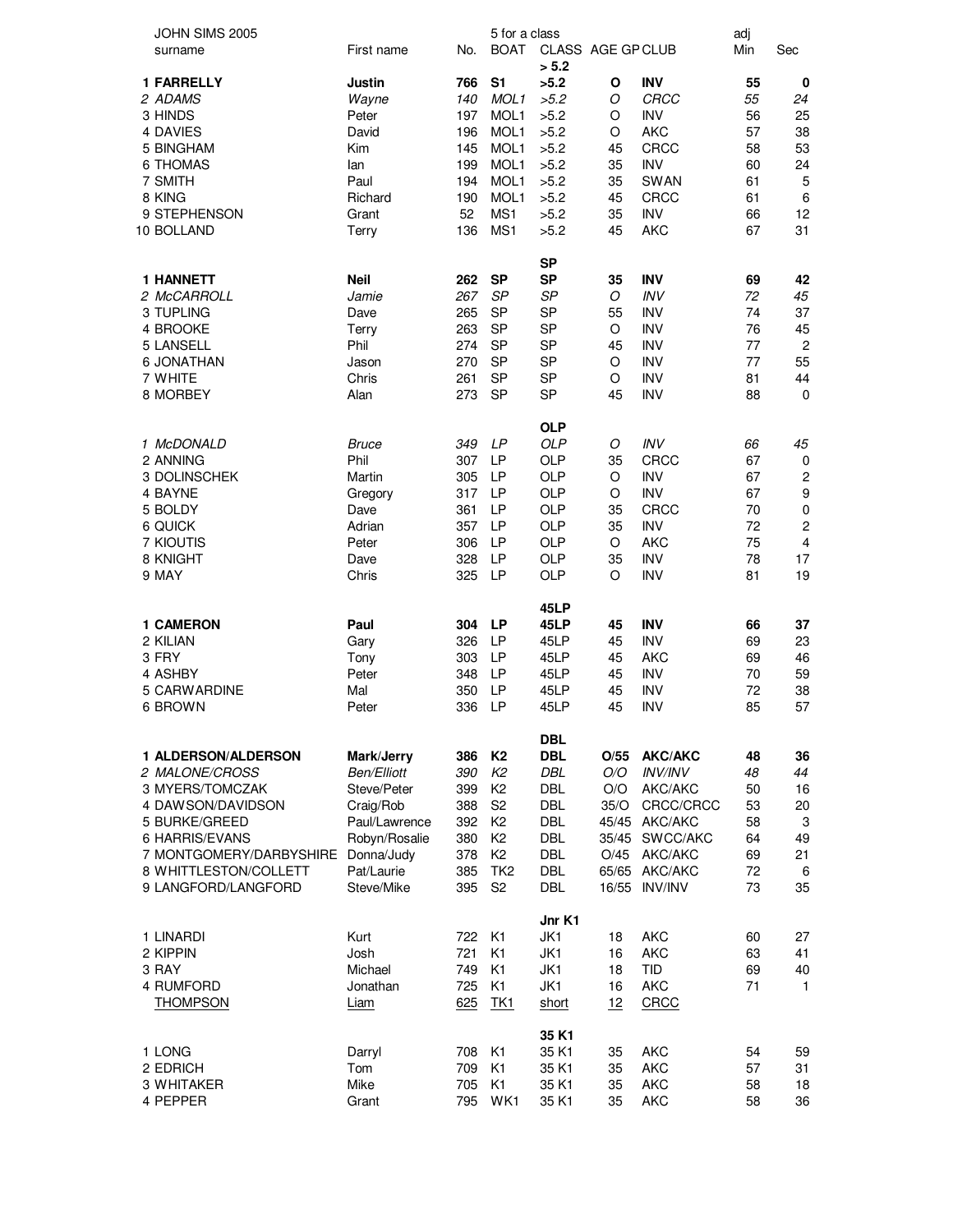| JOHN SIMS 2005 | | | 5 for a class | | | | adj | |
|---|---|---|---|---|---|---|---|---|
| surname | First name | No. | BOAT | CLASS | AGE GP | CLUB | Min | Sec |
| | | | | **> 5.2** | | | | |
| **1 FARRELLY** | **Justin** | **766** | **S1** | **>5.2** | **O** | **INV** | **55** | **0** |
| *2 ADAMS* | *Wayne* | *140* | *MOL1* | *>5.2* | *O* | *CRCC* | *55* | *24* |
| 3 HINDS | Peter | 197 | MOL1 | >5.2 | O | INV | 56 | 25 |
| 4 DAVIES | David | 196 | MOL1 | >5.2 | O | AKC | 57 | 38 |
| 5 BINGHAM | Kim | 145 | MOL1 | >5.2 | 45 | CRCC | 58 | 53 |
| 6 THOMAS | Ian | 199 | MOL1 | >5.2 | 35 | INV | 60 | 24 |
| 7 SMITH | Paul | 194 | MOL1 | >5.2 | 35 | SWAN | 61 | 5 |
| 8 KING | Richard | 190 | MOL1 | >5.2 | 45 | CRCC | 61 | 6 |
| 9 STEPHENSON | Grant | 52 | MS1 | >5.2 | 35 | INV | 66 | 12 |
| 10 BOLLAND | Terry | 136 | MS1 | >5.2 | 45 | AKC | 67 | 31 |
| | | | | **SP** | | | | |
| **1 HANNETT** | **Neil** | **262** | **SP** | **SP** | **35** | **INV** | **69** | **42** |
| *2 McCARROLL* | *Jamie* | *267* | *SP* | *SP* | *O* | *INV* | *72* | *45* |
| 3 TUPLING | Dave | 265 | SP | SP | 55 | INV | 74 | 37 |
| 4 BROOKE | Terry | 263 | SP | SP | O | INV | 76 | 45 |
| 5 LANSELL | Phil | 274 | SP | SP | 45 | INV | 77 | 2 |
| 6 JONATHAN | Jason | 270 | SP | SP | O | INV | 77 | 55 |
| 7 WHITE | Chris | 261 | SP | SP | O | INV | 81 | 44 |
| 8 MORBEY | Alan | 273 | SP | SP | 45 | INV | 88 | 0 |
| | | | | **OLP** | | | | |
| *1 McDONALD* | *Bruce* | *349* | *LP* | *OLP* | *O* | *INV* | *66* | *45* |
| 2 ANNING | Phil | 307 | LP | OLP | 35 | CRCC | 67 | 0 |
| 3 DOLINSCHEK | Martin | 305 | LP | OLP | O | INV | 67 | 2 |
| 4 BAYNE | Gregory | 317 | LP | OLP | O | INV | 67 | 9 |
| 5 BOLDY | Dave | 361 | LP | OLP | 35 | CRCC | 70 | 0 |
| 6 QUICK | Adrian | 357 | LP | OLP | 35 | INV | 72 | 2 |
| 7 KIOUTIS | Peter | 306 | LP | OLP | O | AKC | 75 | 4 |
| 8 KNIGHT | Dave | 328 | LP | OLP | 35 | INV | 78 | 17 |
| 9 MAY | Chris | 325 | LP | OLP | O | INV | 81 | 19 |
| | | | | **45LP** | | | | |
| **1 CAMERON** | **Paul** | **304** | **LP** | **45LP** | **45** | **INV** | **66** | **37** |
| 2 KILIAN | Gary | 326 | LP | 45LP | 45 | INV | 69 | 23 |
| 3 FRY | Tony | 303 | LP | 45LP | 45 | AKC | 69 | 46 |
| 4 ASHBY | Peter | 348 | LP | 45LP | 45 | INV | 70 | 59 |
| 5 CARWARDINE | Mal | 350 | LP | 45LP | 45 | INV | 72 | 38 |
| 6 BROWN | Peter | 336 | LP | 45LP | 45 | INV | 85 | 57 |
| | | | | **DBL** | | | | |
| **1 ALDERSON/ALDERSON** | **Mark/Jerry** | **386** | **K2** | **DBL** | **O/55** | **AKC/AKC** | **48** | **36** |
| *2 MALONE/CROSS* | *Ben/Elliott* | *390* | *K2* | *DBL* | *O/O* | *INV/INV* | *48* | *44* |
| 3 MYERS/TOMCZAK | Steve/Peter | 399 | K2 | DBL | O/O | AKC/AKC | 50 | 16 |
| 4 DAWSON/DAVIDSON | Craig/Rob | 388 | S2 | DBL | 35/O | CRCC/CRCC | 53 | 20 |
| 5 BURKE/GREED | Paul/Lawrence | 392 | K2 | DBL | 45/45 | AKC/AKC | 58 | 3 |
| 6 HARRIS/EVANS | Robyn/Rosalie | 380 | K2 | DBL | 35/45 | SWCC/AKC | 64 | 49 |
| 7 MONTGOMERY/DARBYSHIRE | Donna/Judy | 378 | K2 | DBL | O/45 | AKC/AKC | 69 | 21 |
| 8 WHITTLESTON/COLLETT | Pat/Laurie | 385 | TK2 | DBL | 65/65 | AKC/AKC | 72 | 6 |
| 9 LANGFORD/LANGFORD | Steve/Mike | 395 | S2 | DBL | 16/55 | INV/INV | 73 | 35 |
| | | | | **Jnr K1** | | | | |
| 1 LINARDI | Kurt | 722 | K1 | JK1 | 18 | AKC | 60 | 27 |
| 2 KIPPIN | Josh | 721 | K1 | JK1 | 16 | AKC | 63 | 41 |
| 3 RAY | Michael | 749 | K1 | JK1 | 18 | TID | 69 | 40 |
| 4 RUMFORD | Jonathan | 725 | K1 | JK1 | 16 | AKC | 71 | 1 |
| THOMPSON | Liam | 625 | TK1 | short | 12 | CRCC | | |
| | | | | **35 K1** | | | | |
| 1 LONG | Darryl | 708 | K1 | 35 K1 | 35 | AKC | 54 | 59 |
| 2 EDRICH | Tom | 709 | K1 | 35 K1 | 35 | AKC | 57 | 31 |
| 3 WHITAKER | Mike | 705 | K1 | 35 K1 | 35 | AKC | 58 | 18 |
| 4 PEPPER | Grant | 795 | WK1 | 35 K1 | 35 | AKC | 58 | 36 |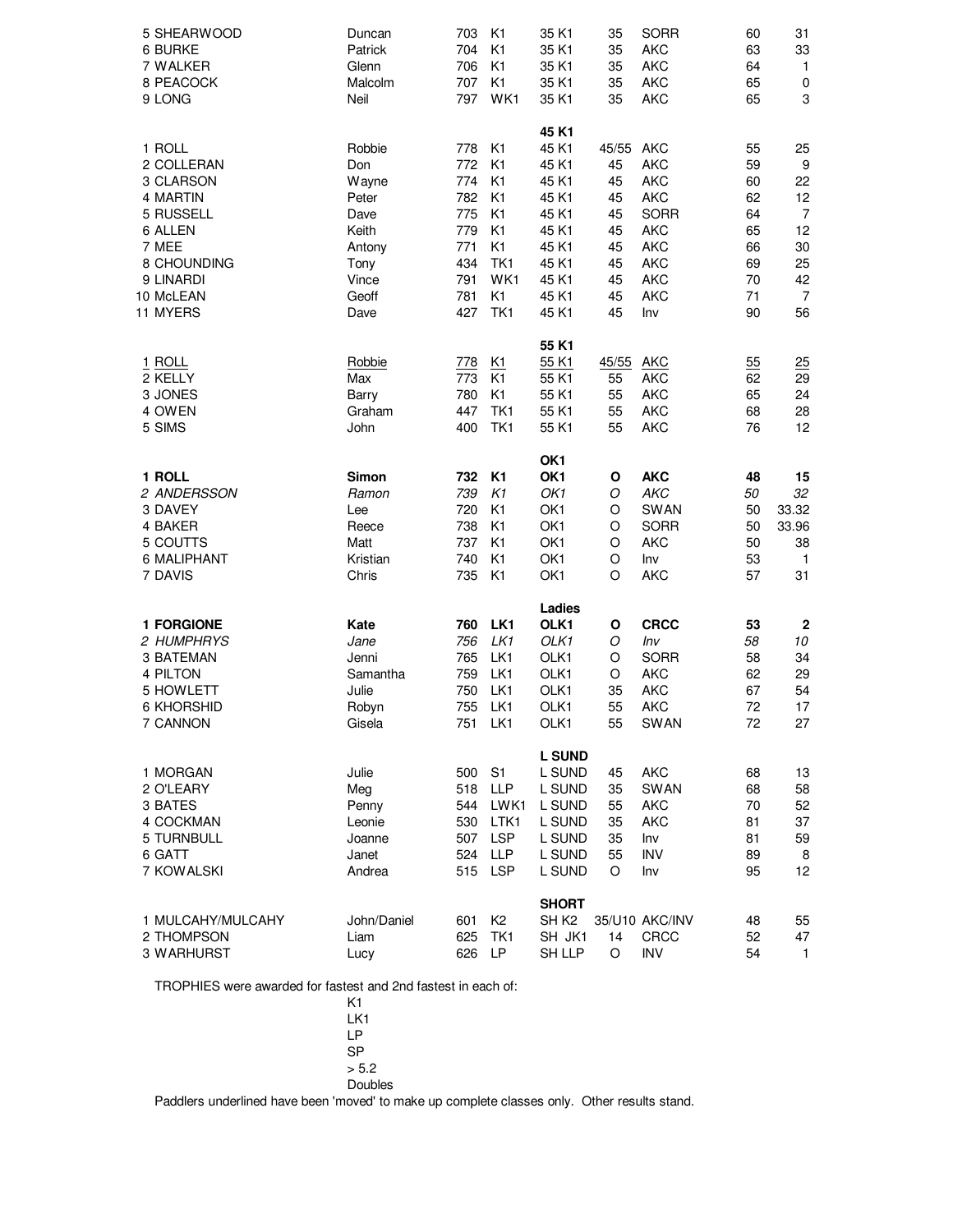| | | | | | | | | |
|---|---|---|---|---|---|---|---|---|
| 5 SHEARWOOD | Duncan | 703 | K1 | 35 K1 | 35 | SORR | 60 | 31 |
| 6 BURKE | Patrick | 704 | K1 | 35 K1 | 35 | AKC | 63 | 33 |
| 7 WALKER | Glenn | 706 | K1 | 35 K1 | 35 | AKC | 64 | 1 |
| 8 PEACOCK | Malcolm | 707 | K1 | 35 K1 | 35 | AKC | 65 | 0 |
| 9 LONG | Neil | 797 | WK1 | 35 K1 | 35 | AKC | 65 | 3 |
| | | | | **45 K1** | | | | |
| 1 ROLL | Robbie | 778 | K1 | 45 K1 | 45/55 | AKC | 55 | 25 |
| 2 COLLERAN | Don | 772 | K1 | 45 K1 | 45 | AKC | 59 | 9 |
| 3 CLARSON | Wayne | 774 | K1 | 45 K1 | 45 | AKC | 60 | 22 |
| 4 MARTIN | Peter | 782 | K1 | 45 K1 | 45 | AKC | 62 | 12 |
| 5 RUSSELL | Dave | 775 | K1 | 45 K1 | 45 | SORR | 64 | 7 |
| 6 ALLEN | Keith | 779 | K1 | 45 K1 | 45 | AKC | 65 | 12 |
| 7 MEE | Antony | 771 | K1 | 45 K1 | 45 | AKC | 66 | 30 |
| 8 CHOUNDING | Tony | 434 | TK1 | 45 K1 | 45 | AKC | 69 | 25 |
| 9 LINARDI | Vince | 791 | WK1 | 45 K1 | 45 | AKC | 70 | 42 |
| 10 McLEAN | Geoff | 781 | K1 | 45 K1 | 45 | AKC | 71 | 7 |
| 11 MYERS | Dave | 427 | TK1 | 45 K1 | 45 | Inv | 90 | 56 |
| | | | | **55 K1** | | | | |
| <u>1 ROLL</u> | <u>Robbie</u> | <u>778</u> | <u>K1</u> | <u>55 K1</u> | <u>45/55</u> | <u>AKC</u> | <u>55</u> | <u>25</u> |
| 2 KELLY | Max | 773 | K1 | 55 K1 | 55 | AKC | 62 | 29 |
| 3 JONES | Barry | 780 | K1 | 55 K1 | 55 | AKC | 65 | 24 |
| 4 OWEN | Graham | 447 | TK1 | 55 K1 | 55 | AKC | 68 | 28 |
| 5 SIMS | John | 400 | TK1 | 55 K1 | 55 | AKC | 76 | 12 |
| | | | | **OK1** | | | | |
| **1 ROLL** | **Simon** | **732** | **K1** | **OK1** | **O** | **AKC** | **48** | **15** |
| *2 ANDERSSON* | *Ramon* | *739* | *K1* | *OK1* | *O* | *AKC* | *50* | *32* |
| 3 DAVEY | Lee | 720 | K1 | OK1 | O | SWAN | 50 | 33.32 |
| 4 BAKER | Reece | 738 | K1 | OK1 | O | SORR | 50 | 33.96 |
| 5 COUTTS | Matt | 737 | K1 | OK1 | O | AKC | 50 | 38 |
| 6 MALIPHANT | Kristian | 740 | K1 | OK1 | O | Inv | 53 | 1 |
| 7 DAVIS | Chris | 735 | K1 | OK1 | O | AKC | 57 | 31 |
| | | | | **Ladies** | | | | |
| **1 FORGIONE** | **Kate** | **760** | **LK1** | **OLK1** | **O** | **CRCC** | **53** | **2** |
| *2 HUMPHRYS* | *Jane* | *756* | *LK1* | *OLK1* | *O* | *Inv* | *58* | *10* |
| 3 BATEMAN | Jenni | 765 | LK1 | OLK1 | O | SORR | 58 | 34 |
| 4 PILTON | Samantha | 759 | LK1 | OLK1 | O | AKC | 62 | 29 |
| 5 HOWLETT | Julie | 750 | LK1 | OLK1 | 35 | AKC | 67 | 54 |
| 6 KHORSHID | Robyn | 755 | LK1 | OLK1 | 55 | AKC | 72 | 17 |
| 7 CANNON | Gisela | 751 | LK1 | OLK1 | 55 | SWAN | 72 | 27 |
| | | | | **L SUND** | | | | |
| 1 MORGAN | Julie | 500 | S1 | L SUND | 45 | AKC | 68 | 13 |
| 2 O'LEARY | Meg | 518 | LLP | L SUND | 35 | SWAN | 68 | 58 |
| 3 BATES | Penny | 544 | LWK1 | L SUND | 55 | AKC | 70 | 52 |
| 4 COCKMAN | Leonie | 530 | LTK1 | L SUND | 35 | AKC | 81 | 37 |
| 5 TURNBULL | Joanne | 507 | LSP | L SUND | 35 | Inv | 81 | 59 |
| 6 GATT | Janet | 524 | LLP | L SUND | 55 | INV | 89 | 8 |
| 7 KOWALSKI | Andrea | 515 | LSP | L SUND | O | Inv | 95 | 12 |
| | | | | **SHORT** | | | | |
| 1 MULCAHY/MULCAHY | John/Daniel | 601 | K2 | SH K2 | 35/U10 | AKC/INV | 48 | 55 |
| 2 THOMPSON | Liam | 625 | TK1 | SH JK1 | 14 | CRCC | 52 | 47 |
| 3 WARHURST | Lucy | 626 | LP | SH LLP | O | INV | 54 | 1 |

TROPHIES were awarded for fastest and 2nd fastest in each of:

K1
LK1
LP
SP
> 5.2
Doubles

Paddlers underlined have been 'moved' to make up complete classes only. Other results stand.